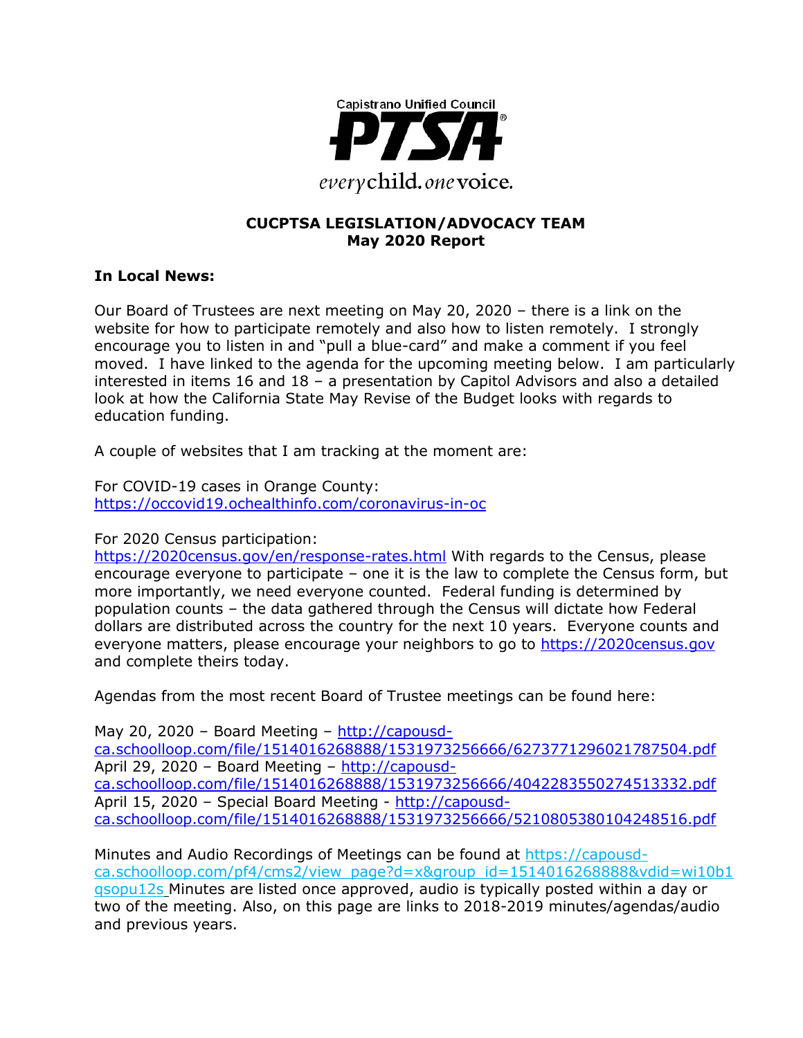Capistrano Unified Council

**PTSA**

*every* child. *one* voice.

## CUCPTSA LEGISLATION/ADVOCACY TEAM
## May 2020 Report

### In Local News:

Our Board of Trustees are next meeting on May 20, 2020 – there is a link on the website for how to participate remotely and also how to listen remotely. I strongly encourage you to listen in and "pull a blue-card" and make a comment if you feel moved. I have linked to the agenda for the upcoming meeting below. I am particularly interested in items 16 and 18 – a presentation by Capitol Advisors and also a detailed look at how the California State May Revise of the Budget looks with regards to education funding.

A couple of websites that I am tracking at the moment are:

For COVID-19 cases in Orange County:
https://occovid19.ochealthinfo.com/coronavirus-in-oc

For 2020 Census participation:
https://2020census.gov/en/response-rates.html With regards to the Census, please encourage everyone to participate – one it is the law to complete the Census form, but more importantly, we need everyone counted. Federal funding is determined by population counts – the data gathered through the Census will dictate how Federal dollars are distributed across the country for the next 10 years. Everyone counts and everyone matters, please encourage your neighbors to go to https://2020census.gov and complete theirs today.

Agendas from the most recent Board of Trustee meetings can be found here:

May 20, 2020 – Board Meeting – http://capousd-ca.schoolloop.com/file/1514016268888/1531973256666/6273771296021787504.pdf
April 29, 2020 – Board Meeting – http://capousd-ca.schoolloop.com/file/1514016268888/1531973256666/4042283550274513332.pdf
April 15, 2020 – Special Board Meeting - http://capousd-ca.schoolloop.com/file/1514016268888/1531973256666/5210805380104248516.pdf

Minutes and Audio Recordings of Meetings can be found at https://capousd-ca.schoolloop.com/pf4/cms2/view_page?d=x&group_id=1514016268888&vdid=wi10b1qsopu12s Minutes are listed once approved, audio is typically posted within a day or two of the meeting. Also, on this page are links to 2018-2019 minutes/agendas/audio and previous years.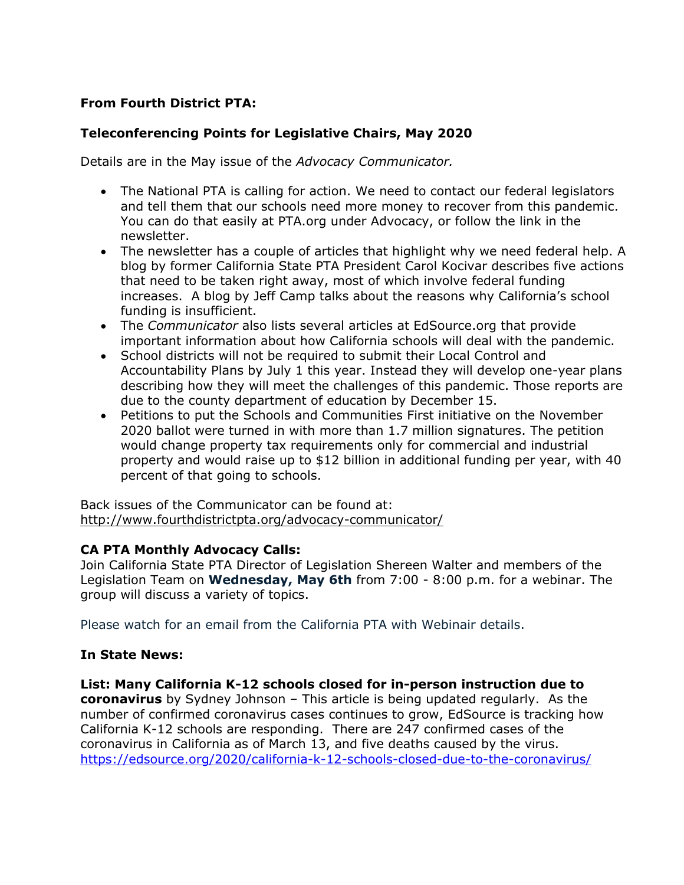**From Fourth District PTA:**

**Teleconferencing Points for Legislative Chairs, May 2020**

Details are in the May issue of the *Advocacy Communicator.*

- The National PTA is calling for action. We need to contact our federal legislators and tell them that our schools need more money to recover from this pandemic. You can do that easily at PTA.org under Advocacy, or follow the link in the newsletter.
- The newsletter has a couple of articles that highlight why we need federal help. A blog by former California State PTA President Carol Kocivar describes five actions that need to be taken right away, most of which involve federal funding increases. A blog by Jeff Camp talks about the reasons why California's school funding is insufficient.
- The *Communicator* also lists several articles at EdSource.org that provide important information about how California schools will deal with the pandemic.
- School districts will not be required to submit their Local Control and Accountability Plans by July 1 this year. Instead they will develop one-year plans describing how they will meet the challenges of this pandemic. Those reports are due to the county department of education by December 15.
- Petitions to put the Schools and Communities First initiative on the November 2020 ballot were turned in with more than 1.7 million signatures. The petition would change property tax requirements only for commercial and industrial property and would raise up to $12 billion in additional funding per year, with 40 percent of that going to schools.

Back issues of the Communicator can be found at:
http://www.fourthdistrictpta.org/advocacy-communicator/

**CA PTA Monthly Advocacy Calls:**
Join California State PTA Director of Legislation Shereen Walter and members of the Legislation Team on **Wednesday, May 6th** from 7:00 - 8:00 p.m. for a webinar. The group will discuss a variety of topics.

Please watch for an email from the California PTA with Webinair details.

**In State News:**

**List: Many California K-12 schools closed for in-person instruction due to coronavirus** by Sydney Johnson – This article is being updated regularly. As the number of confirmed coronavirus cases continues to grow, EdSource is tracking how California K-12 schools are responding. There are 247 confirmed cases of the coronavirus in California as of March 13, and five deaths caused by the virus.
https://edsource.org/2020/california-k-12-schools-closed-due-to-the-coronavirus/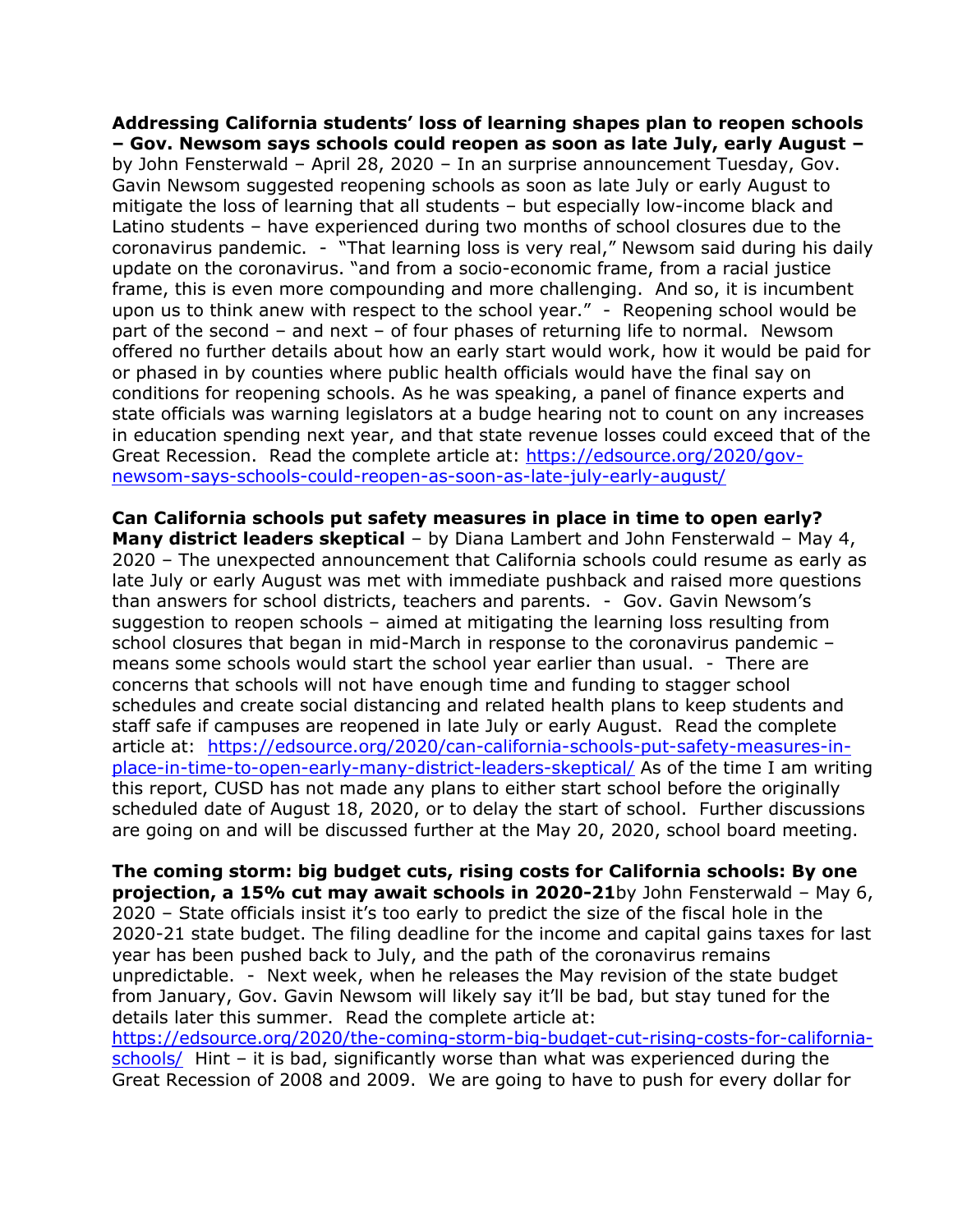**Addressing California students' loss of learning shapes plan to reopen schools – Gov. Newsom says schools could reopen as soon as late July, early August –** by John Fensterwald – April 28, 2020 – In an surprise announcement Tuesday, Gov. Gavin Newsom suggested reopening schools as soon as late July or early August to mitigate the loss of learning that all students – but especially low-income black and Latino students – have experienced during two months of school closures due to the coronavirus pandemic. - "That learning loss is very real," Newsom said during his daily update on the coronavirus. "and from a socio-economic frame, from a racial justice frame, this is even more compounding and more challenging. And so, it is incumbent upon us to think anew with respect to the school year." - Reopening school would be part of the second – and next – of four phases of returning life to normal. Newsom offered no further details about how an early start would work, how it would be paid for or phased in by counties where public health officials would have the final say on conditions for reopening schools. As he was speaking, a panel of finance experts and state officials was warning legislators at a budge hearing not to count on any increases in education spending next year, and that state revenue losses could exceed that of the Great Recession. Read the complete article at: https://edsource.org/2020/gov-newsom-says-schools-could-reopen-as-soon-as-late-july-early-august/

**Can California schools put safety measures in place in time to open early? Many district leaders skeptical** – by Diana Lambert and John Fensterwald – May 4, 2020 – The unexpected announcement that California schools could resume as early as late July or early August was met with immediate pushback and raised more questions than answers for school districts, teachers and parents. - Gov. Gavin Newsom's suggestion to reopen schools – aimed at mitigating the learning loss resulting from school closures that began in mid-March in response to the coronavirus pandemic – means some schools would start the school year earlier than usual. - There are concerns that schools will not have enough time and funding to stagger school schedules and create social distancing and related health plans to keep students and staff safe if campuses are reopened in late July or early August. Read the complete article at: https://edsource.org/2020/can-california-schools-put-safety-measures-in-place-in-time-to-open-early-many-district-leaders-skeptical/ As of the time I am writing this report, CUSD has not made any plans to either start school before the originally scheduled date of August 18, 2020, or to delay the start of school. Further discussions are going on and will be discussed further at the May 20, 2020, school board meeting.

**The coming storm: big budget cuts, rising costs for California schools: By one projection, a 15% cut may await schools in 2020-21**by John Fensterwald – May 6, 2020 – State officials insist it's too early to predict the size of the fiscal hole in the 2020-21 state budget. The filing deadline for the income and capital gains taxes for last year has been pushed back to July, and the path of the coronavirus remains unpredictable. - Next week, when he releases the May revision of the state budget from January, Gov. Gavin Newsom will likely say it'll be bad, but stay tuned for the details later this summer. Read the complete article at: https://edsource.org/2020/the-coming-storm-big-budget-cut-rising-costs-for-california-schools/ Hint – it is bad, significantly worse than what was experienced during the Great Recession of 2008 and 2009. We are going to have to push for every dollar for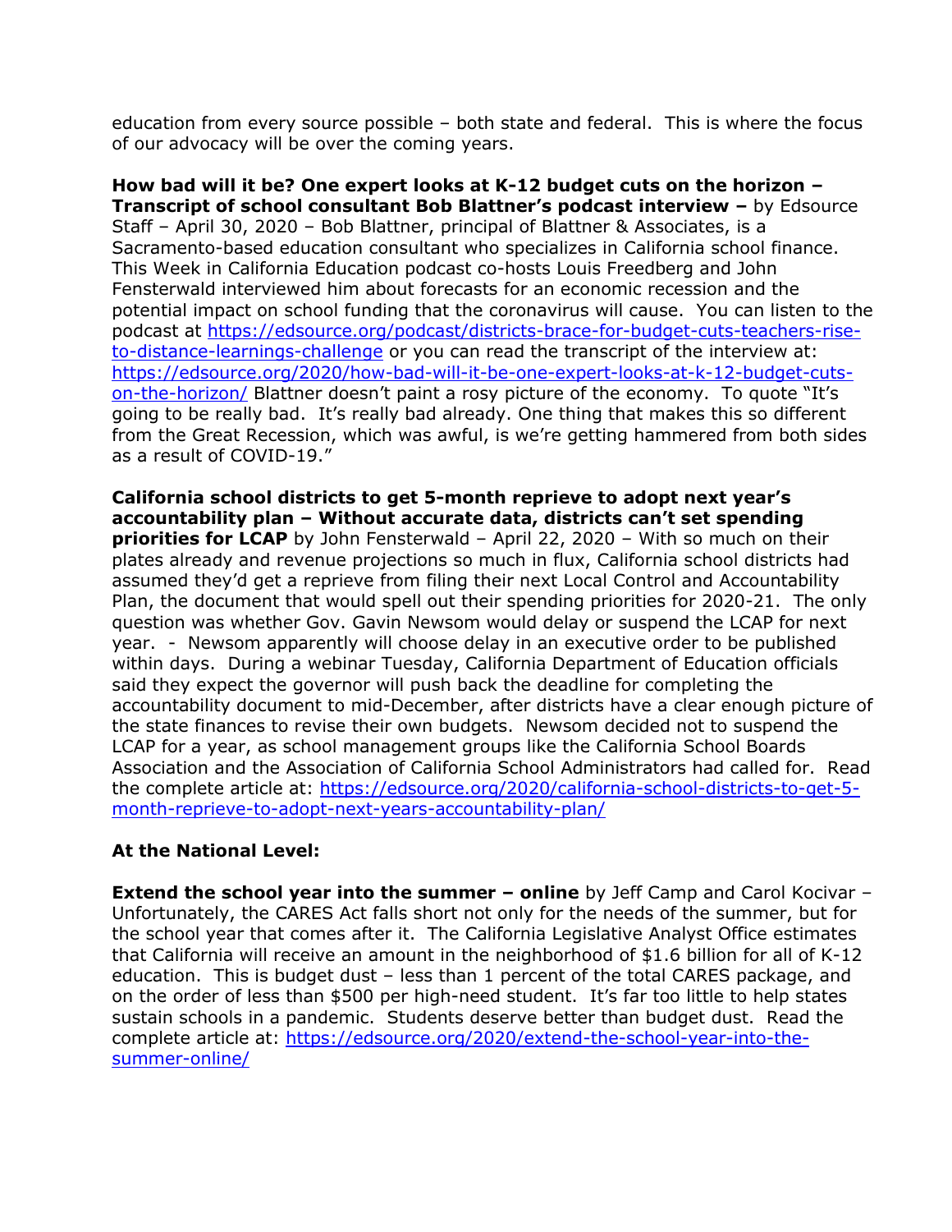education from every source possible – both state and federal. This is where the focus of our advocacy will be over the coming years.

**How bad will it be? One expert looks at K-12 budget cuts on the horizon – Transcript of school consultant Bob Blattner's podcast interview –** by Edsource Staff – April 30, 2020 – Bob Blattner, principal of Blattner & Associates, is a Sacramento-based education consultant who specializes in California school finance. This Week in California Education podcast co-hosts Louis Freedberg and John Fensterwald interviewed him about forecasts for an economic recession and the potential impact on school funding that the coronavirus will cause. You can listen to the podcast at https://edsource.org/podcast/districts-brace-for-budget-cuts-teachers-rise-to-distance-learnings-challenge or you can read the transcript of the interview at: https://edsource.org/2020/how-bad-will-it-be-one-expert-looks-at-k-12-budget-cuts-on-the-horizon/ Blattner doesn't paint a rosy picture of the economy. To quote "It's going to be really bad. It's really bad already. One thing that makes this so different from the Great Recession, which was awful, is we're getting hammered from both sides as a result of COVID-19."

**California school districts to get 5-month reprieve to adopt next year's accountability plan – Without accurate data, districts can't set spending priorities for LCAP** by John Fensterwald – April 22, 2020 – With so much on their plates already and revenue projections so much in flux, California school districts had assumed they'd get a reprieve from filing their next Local Control and Accountability Plan, the document that would spell out their spending priorities for 2020-21. The only question was whether Gov. Gavin Newsom would delay or suspend the LCAP for next year. - Newsom apparently will choose delay in an executive order to be published within days. During a webinar Tuesday, California Department of Education officials said they expect the governor will push back the deadline for completing the accountability document to mid-December, after districts have a clear enough picture of the state finances to revise their own budgets. Newsom decided not to suspend the LCAP for a year, as school management groups like the California School Boards Association and the Association of California School Administrators had called for. Read the complete article at: https://edsource.org/2020/california-school-districts-to-get-5-month-reprieve-to-adopt-next-years-accountability-plan/

**At the National Level:**

**Extend the school year into the summer – online** by Jeff Camp and Carol Kocivar – Unfortunately, the CARES Act falls short not only for the needs of the summer, but for the school year that comes after it. The California Legislative Analyst Office estimates that California will receive an amount in the neighborhood of $1.6 billion for all of K-12 education. This is budget dust – less than 1 percent of the total CARES package, and on the order of less than $500 per high-need student. It's far too little to help states sustain schools in a pandemic. Students deserve better than budget dust. Read the complete article at: https://edsource.org/2020/extend-the-school-year-into-the-summer-online/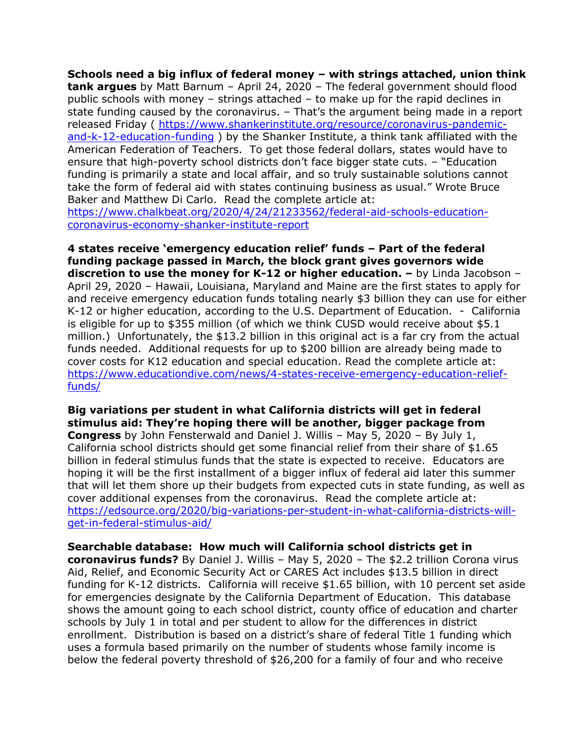**Schools need a big influx of federal money – with strings attached, union think tank argues** by Matt Barnum – April 24, 2020 – The federal government should flood public schools with money – strings attached – to make up for the rapid declines in state funding caused by the coronavirus. – That's the argument being made in a report released Friday ( https://www.shankerinstitute.org/resource/coronavirus-pandemic-and-k-12-education-funding ) by the Shanker Institute, a think tank affiliated with the American Federation of Teachers. To get those federal dollars, states would have to ensure that high-poverty school districts don't face bigger state cuts. – "Education funding is primarily a state and local affair, and so truly sustainable solutions cannot take the form of federal aid with states continuing business as usual." Wrote Bruce Baker and Matthew Di Carlo. Read the complete article at: https://www.chalkbeat.org/2020/4/24/21233562/federal-aid-schools-education-coronavirus-economy-shanker-institute-report

**4 states receive 'emergency education relief' funds – Part of the federal funding package passed in March, the block grant gives governors wide discretion to use the money for K-12 or higher education. –** by Linda Jacobson – April 29, 2020 – Hawaii, Louisiana, Maryland and Maine are the first states to apply for and receive emergency education funds totaling nearly $3 billion they can use for either K-12 or higher education, according to the U.S. Department of Education. - California is eligible for up to $355 million (of which we think CUSD would receive about $5.1 million.) Unfortunately, the $13.2 billion in this original act is a far cry from the actual funds needed. Additional requests for up to $200 billion are already being made to cover costs for K12 education and special education. Read the complete article at: https://www.educationdive.com/news/4-states-receive-emergency-education-relief-funds/

**Big variations per student in what California districts will get in federal stimulus aid: They're hoping there will be another, bigger package from Congress** by John Fensterwald and Daniel J. Willis – May 5, 2020 – By July 1, California school districts should get some financial relief from their share of $1.65 billion in federal stimulus funds that the state is expected to receive. Educators are hoping it will be the first installment of a bigger influx of federal aid later this summer that will let them shore up their budgets from expected cuts in state funding, as well as cover additional expenses from the coronavirus. Read the complete article at: https://edsource.org/2020/big-variations-per-student-in-what-california-districts-will-get-in-federal-stimulus-aid/

**Searchable database: How much will California school districts get in coronavirus funds?** By Daniel J. Willis – May 5, 2020 – The $2.2 trillion Corona virus Aid, Relief, and Economic Security Act or CARES Act includes $13.5 billion in direct funding for K-12 districts. California will receive $1.65 billion, with 10 percent set aside for emergencies designate by the California Department of Education. This database shows the amount going to each school district, county office of education and charter schools by July 1 in total and per student to allow for the differences in district enrollment. Distribution is based on a district's share of federal Title 1 funding which uses a formula based primarily on the number of students whose family income is below the federal poverty threshold of $26,200 for a family of four and who receive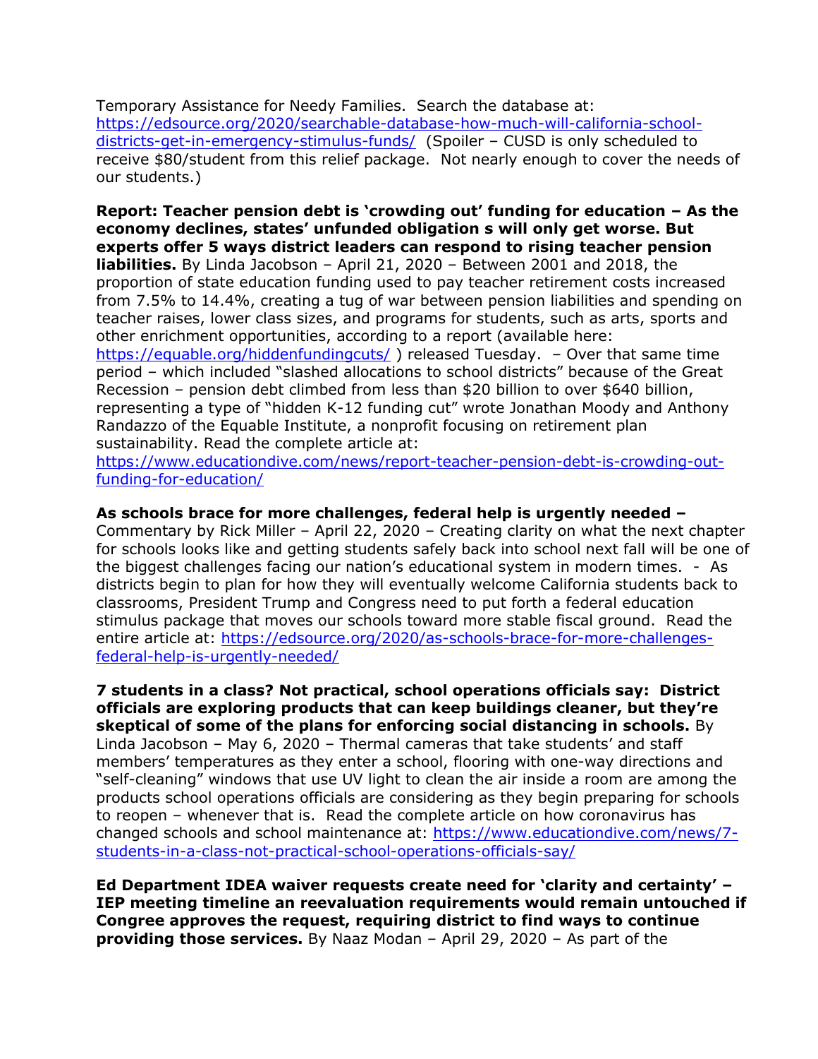Temporary Assistance for Needy Families. Search the database at: https://edsource.org/2020/searchable-database-how-much-will-california-school-districts-get-in-emergency-stimulus-funds/ (Spoiler – CUSD is only scheduled to receive $80/student from this relief package. Not nearly enough to cover the needs of our students.)

**Report: Teacher pension debt is 'crowding out' funding for education – As the economy declines, states' unfunded obligation s will only get worse. But experts offer 5 ways district leaders can respond to rising teacher pension liabilities.** By Linda Jacobson – April 21, 2020 – Between 2001 and 2018, the proportion of state education funding used to pay teacher retirement costs increased from 7.5% to 14.4%, creating a tug of war between pension liabilities and spending on teacher raises, lower class sizes, and programs for students, such as arts, sports and other enrichment opportunities, according to a report (available here: https://equable.org/hiddenfundingcuts/ ) released Tuesday. – Over that same time period – which included "slashed allocations to school districts" because of the Great Recession – pension debt climbed from less than $20 billion to over $640 billion, representing a type of "hidden K-12 funding cut" wrote Jonathan Moody and Anthony Randazzo of the Equable Institute, a nonprofit focusing on retirement plan sustainability. Read the complete article at: https://www.educationdive.com/news/report-teacher-pension-debt-is-crowding-out-funding-for-education/

**As schools brace for more challenges, federal help is urgently needed –** Commentary by Rick Miller – April 22, 2020 – Creating clarity on what the next chapter for schools looks like and getting students safely back into school next fall will be one of the biggest challenges facing our nation's educational system in modern times. - As districts begin to plan for how they will eventually welcome California students back to classrooms, President Trump and Congress need to put forth a federal education stimulus package that moves our schools toward more stable fiscal ground. Read the entire article at: https://edsource.org/2020/as-schools-brace-for-more-challenges-federal-help-is-urgently-needed/

**7 students in a class? Not practical, school operations officials say: District officials are exploring products that can keep buildings cleaner, but they're skeptical of some of the plans for enforcing social distancing in schools.** By Linda Jacobson – May 6, 2020 – Thermal cameras that take students' and staff members' temperatures as they enter a school, flooring with one-way directions and "self-cleaning" windows that use UV light to clean the air inside a room are among the products school operations officials are considering as they begin preparing for schools to reopen – whenever that is. Read the complete article on how coronavirus has changed schools and school maintenance at: https://www.educationdive.com/news/7-students-in-a-class-not-practical-school-operations-officials-say/

**Ed Department IDEA waiver requests create need for 'clarity and certainty' – IEP meeting timeline an reevaluation requirements would remain untouched if Congree approves the request, requiring district to find ways to continue providing those services.** By Naaz Modan – April 29, 2020 – As part of the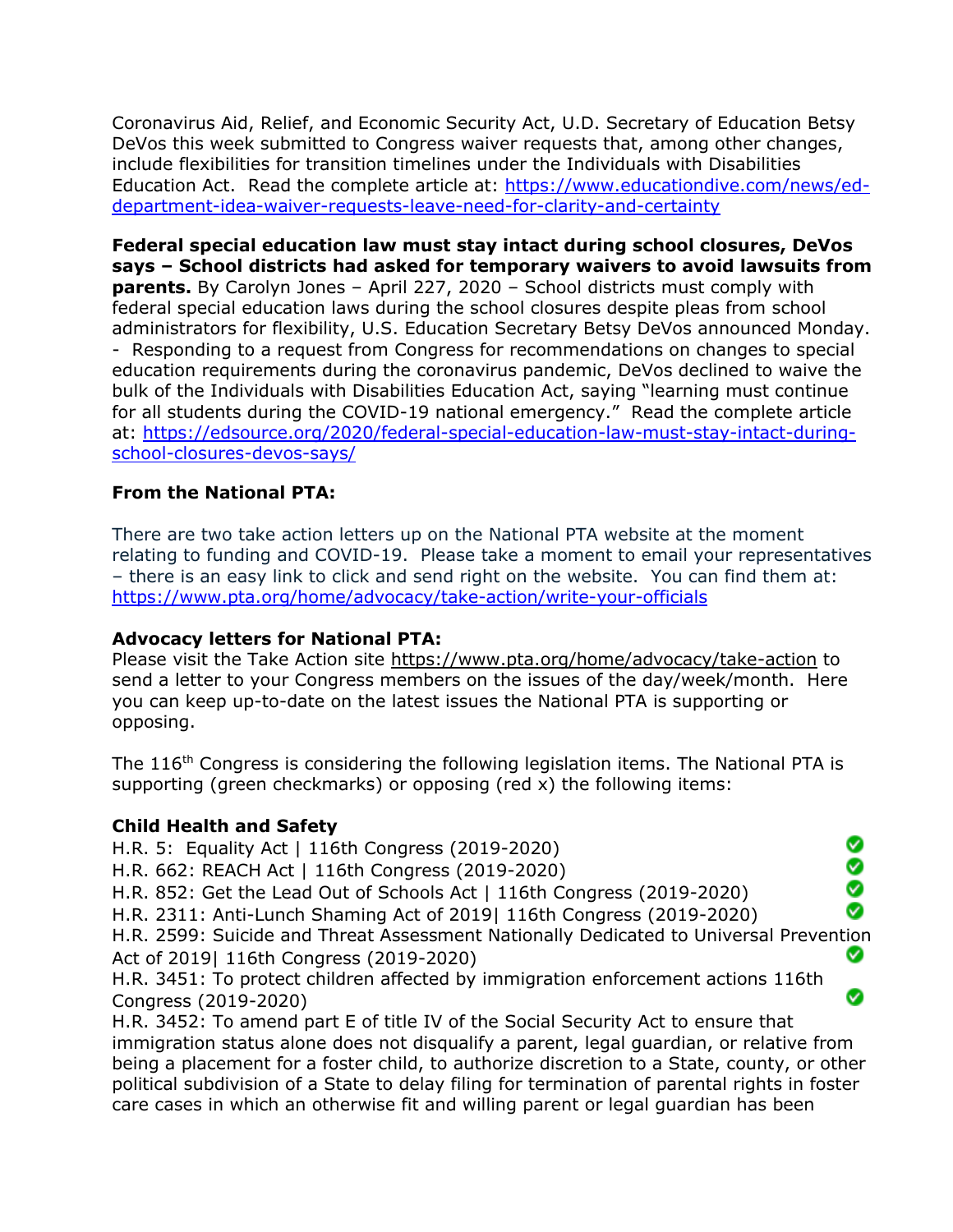Coronavirus Aid, Relief, and Economic Security Act, U.D. Secretary of Education Betsy DeVos this week submitted to Congress waiver requests that, among other changes, include flexibilities for transition timelines under the Individuals with Disabilities Education Act. Read the complete article at: [https://www.educationdive.com/news/ed-department-idea-waiver-requests-leave-need-for-clarity-and-certainty](https://www.educationdive.com/news/ed-department-idea-waiver-requests-leave-need-for-clarity-and-certainty)

**Federal special education law must stay intact during school closures, DeVos says – School districts had asked for temporary waivers to avoid lawsuits from parents.** By Carolyn Jones – April 227, 2020 – School districts must comply with federal special education laws during the school closures despite pleas from school administrators for flexibility, U.S. Education Secretary Betsy DeVos announced Monday. - Responding to a request from Congress for recommendations on changes to special education requirements during the coronavirus pandemic, DeVos declined to waive the bulk of the Individuals with Disabilities Education Act, saying "learning must continue for all students during the COVID-19 national emergency." Read the complete article at: [https://edsource.org/2020/federal-special-education-law-must-stay-intact-during-school-closures-devos-says/](https://edsource.org/2020/federal-special-education-law-must-stay-intact-during-school-closures-devos-says/)

**From the National PTA:**

There are two take action letters up on the National PTA website at the moment relating to funding and COVID-19. Please take a moment to email your representatives – there is an easy link to click and send right on the website. You can find them at: [https://www.pta.org/home/advocacy/take-action/write-your-officials](https://www.pta.org/home/advocacy/take-action/write-your-officials)

**Advocacy letters for National PTA:**
Please visit the Take Action site https://www.pta.org/home/advocacy/take-action to send a letter to your Congress members on the issues of the day/week/month. Here you can keep up-to-date on the latest issues the National PTA is supporting or opposing.

The 116th Congress is considering the following legislation items. The National PTA is supporting (green checkmarks) or opposing (red x) the following items:

**Child Health and Safety**

H.R. 5: Equality Act | 116th Congress (2019-2020) ✅
H.R. 662: REACH Act | 116th Congress (2019-2020) ✅
H.R. 852: Get the Lead Out of Schools Act | 116th Congress (2019-2020) ✅
H.R. 2311: Anti-Lunch Shaming Act of 2019| 116th Congress (2019-2020) ✅
H.R. 2599: Suicide and Threat Assessment Nationally Dedicated to Universal Prevention Act of 2019| 116th Congress (2019-2020) ✅
H.R. 3451: To protect children affected by immigration enforcement actions 116th Congress (2019-2020) ✅
H.R. 3452: To amend part E of title IV of the Social Security Act to ensure that immigration status alone does not disqualify a parent, legal guardian, or relative from being a placement for a foster child, to authorize discretion to a State, county, or other political subdivision of a State to delay filing for termination of parental rights in foster care cases in which an otherwise fit and willing parent or legal guardian has been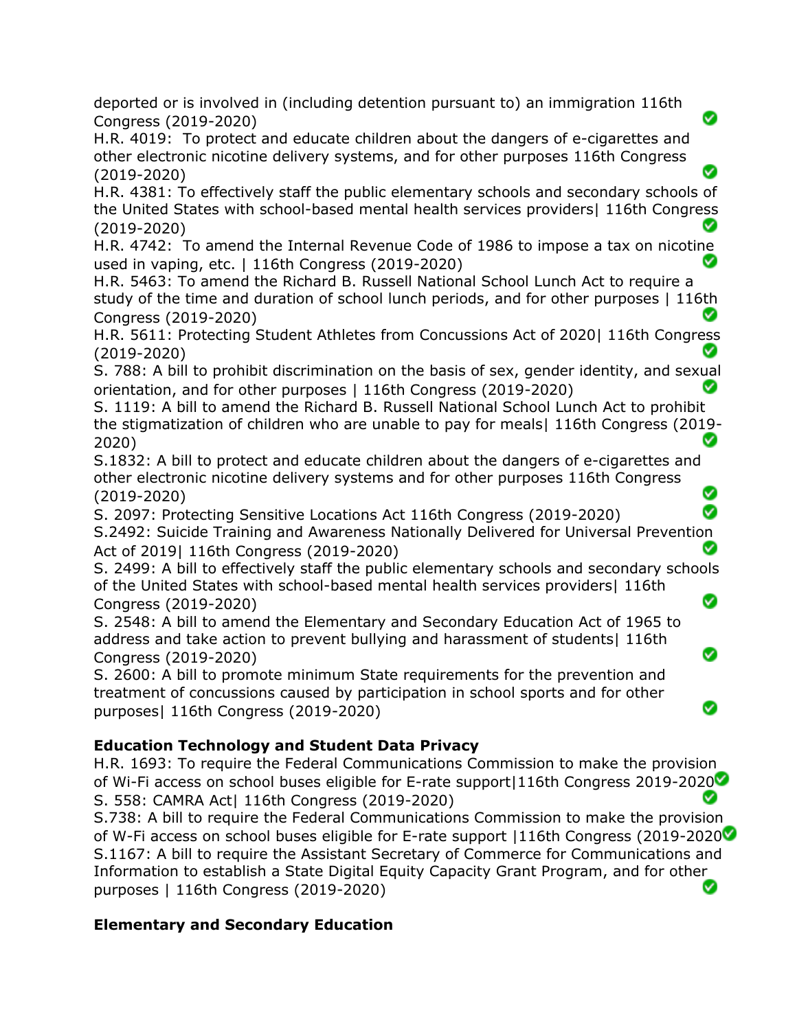deported or is involved in (including detention pursuant to) an immigration 116th Congress (2019-2020) ✅

H.R. 4019: To protect and educate children about the dangers of e-cigarettes and other electronic nicotine delivery systems, and for other purposes 116th Congress (2019-2020) ✅

H.R. 4381: To effectively staff the public elementary schools and secondary schools of the United States with school-based mental health services providers| 116th Congress (2019-2020) ✅

H.R. 4742: To amend the Internal Revenue Code of 1986 to impose a tax on nicotine used in vaping, etc. | 116th Congress (2019-2020) ✅

H.R. 5463: To amend the Richard B. Russell National School Lunch Act to require a study of the time and duration of school lunch periods, and for other purposes | 116th Congress (2019-2020) ✅

H.R. 5611: Protecting Student Athletes from Concussions Act of 2020| 116th Congress (2019-2020) ✅

S. 788: A bill to prohibit discrimination on the basis of sex, gender identity, and sexual orientation, and for other purposes | 116th Congress (2019-2020) ✅

S. 1119: A bill to amend the Richard B. Russell National School Lunch Act to prohibit the stigmatization of children who are unable to pay for meals| 116th Congress (2019-2020) ✅

S.1832: A bill to protect and educate children about the dangers of e-cigarettes and other electronic nicotine delivery systems and for other purposes 116th Congress (2019-2020) ✅

S. 2097: Protecting Sensitive Locations Act 116th Congress (2019-2020) ✅

S.2492: Suicide Training and Awareness Nationally Delivered for Universal Prevention Act of 2019| 116th Congress (2019-2020) ✅

S. 2499: A bill to effectively staff the public elementary schools and secondary schools of the United States with school-based mental health services providers| 116th Congress (2019-2020) ✅

S. 2548: A bill to amend the Elementary and Secondary Education Act of 1965 to address and take action to prevent bullying and harassment of students| 116th Congress (2019-2020) ✅

S. 2600: A bill to promote minimum State requirements for the prevention and treatment of concussions caused by participation in school sports and for other purposes| 116th Congress (2019-2020) ✅

**Education Technology and Student Data Privacy**

H.R. 1693: To require the Federal Communications Commission to make the provision of Wi-Fi access on school buses eligible for E-rate support|116th Congress 2019-2020 ✅

S. 558: CAMRA Act| 116th Congress (2019-2020) ✅

S.738: A bill to require the Federal Communications Commission to make the provision of W-Fi access on school buses eligible for E-rate support |116th Congress (2019-2020 ✅

S.1167: A bill to require the Assistant Secretary of Commerce for Communications and Information to establish a State Digital Equity Capacity Grant Program, and for other purposes | 116th Congress (2019-2020) ✅

**Elementary and Secondary Education**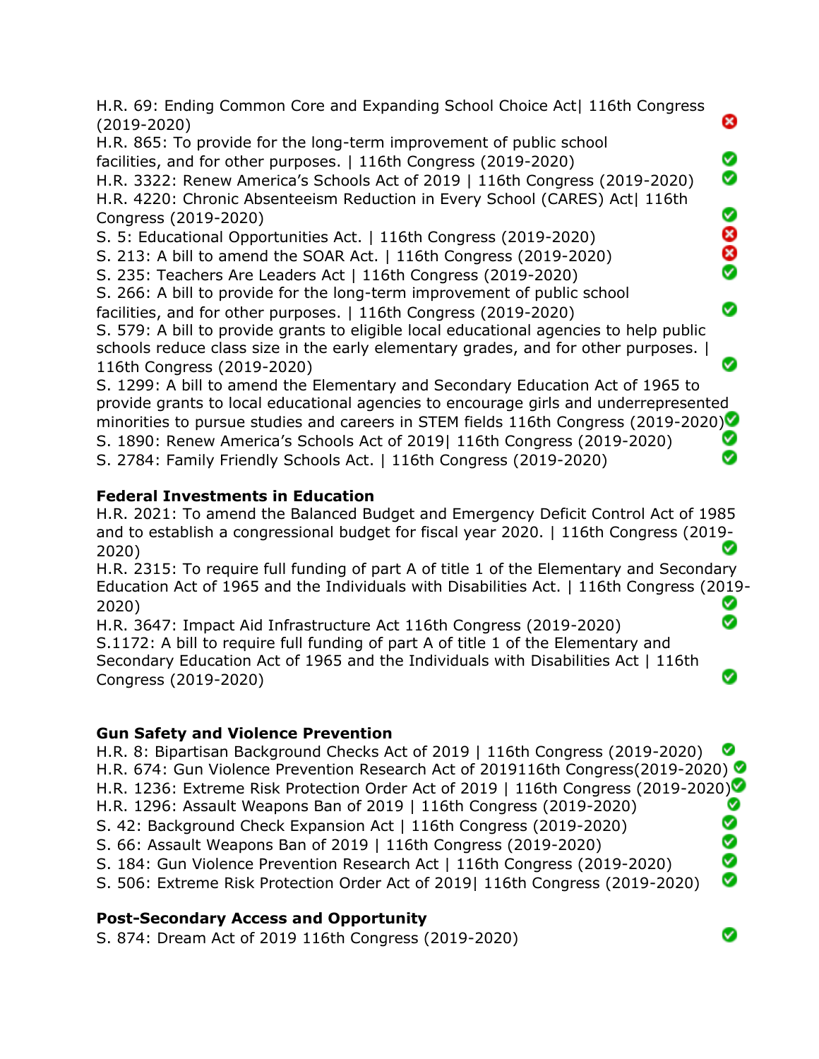H.R. 69: Ending Common Core and Expanding School Choice Act| 116th Congress (2019-2020) ❌

H.R. 865: To provide for the long-term improvement of public school facilities, and for other purposes. | 116th Congress (2019-2020) ✅

H.R. 3322: Renew America's Schools Act of 2019 | 116th Congress (2019-2020) ✅

H.R. 4220: Chronic Absenteeism Reduction in Every School (CARES) Act| 116th Congress (2019-2020) ✅

S. 5: Educational Opportunities Act. | 116th Congress (2019-2020) ❌

S. 213: A bill to amend the SOAR Act. | 116th Congress (2019-2020) ❌

S. 235: Teachers Are Leaders Act | 116th Congress (2019-2020) ✅

S. 266: A bill to provide for the long-term improvement of public school facilities, and for other purposes. | 116th Congress (2019-2020) ✅

S. 579: A bill to provide grants to eligible local educational agencies to help public schools reduce class size in the early elementary grades, and for other purposes. | 116th Congress (2019-2020) ✅

S. 1299: A bill to amend the Elementary and Secondary Education Act of 1965 to provide grants to local educational agencies to encourage girls and underrepresented minorities to pursue studies and careers in STEM fields 116th Congress (2019-2020) ✅

S. 1890: Renew America's Schools Act of 2019| 116th Congress (2019-2020) ✅

S. 2784: Family Friendly Schools Act. | 116th Congress (2019-2020) ✅

**Federal Investments in Education**

H.R. 2021: To amend the Balanced Budget and Emergency Deficit Control Act of 1985 and to establish a congressional budget for fiscal year 2020. | 116th Congress (2019-2020) ✅

H.R. 2315: To require full funding of part A of title 1 of the Elementary and Secondary Education Act of 1965 and the Individuals with Disabilities Act. | 116th Congress (2019-2020) ✅

H.R. 3647: Impact Aid Infrastructure Act 116th Congress (2019-2020) ✅

S.1172: A bill to require full funding of part A of title 1 of the Elementary and Secondary Education Act of 1965 and the Individuals with Disabilities Act | 116th Congress (2019-2020) ✅

**Gun Safety and Violence Prevention**

H.R. 8: Bipartisan Background Checks Act of 2019 | 116th Congress (2019-2020) ✅

H.R. 674: Gun Violence Prevention Research Act of 2019116th Congress(2019-2020) ✅

H.R. 1236: Extreme Risk Protection Order Act of 2019 | 116th Congress (2019-2020) ✅

H.R. 1296: Assault Weapons Ban of 2019 | 116th Congress (2019-2020) ✅

S. 42: Background Check Expansion Act | 116th Congress (2019-2020) ✅

S. 66: Assault Weapons Ban of 2019 | 116th Congress (2019-2020) ✅

S. 184: Gun Violence Prevention Research Act | 116th Congress (2019-2020) ✅

S. 506: Extreme Risk Protection Order Act of 2019| 116th Congress (2019-2020) ✅

**Post-Secondary Access and Opportunity**

S. 874: Dream Act of 2019 116th Congress (2019-2020) ✅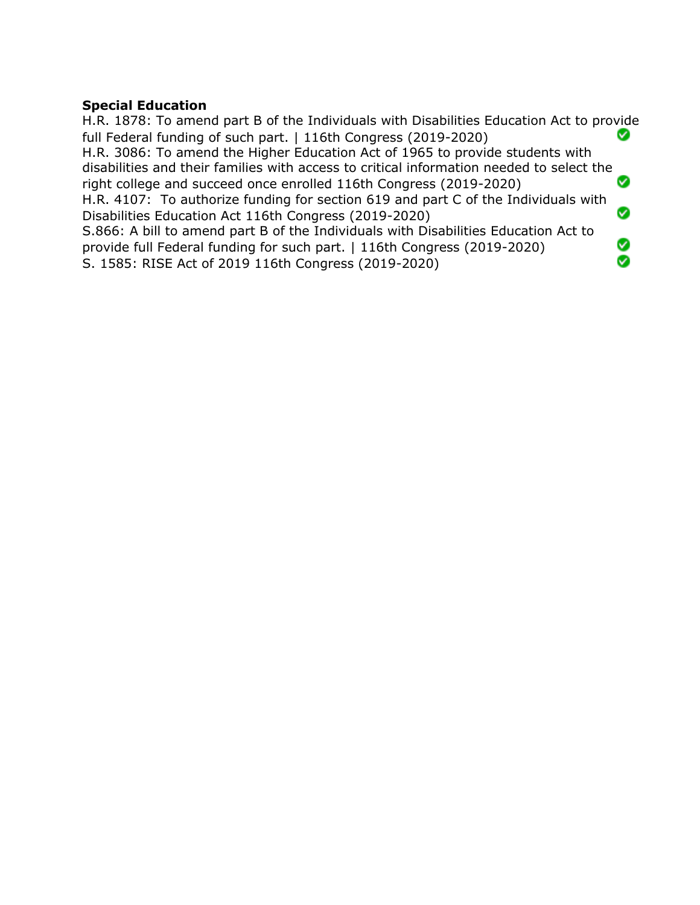**Special Education**

H.R. 1878: To amend part B of the Individuals with Disabilities Education Act to provide full Federal funding of such part. | 116th Congress (2019-2020) ✅
H.R. 3086: To amend the Higher Education Act of 1965 to provide students with disabilities and their families with access to critical information needed to select the right college and succeed once enrolled 116th Congress (2019-2020) ✅
H.R. 4107: To authorize funding for section 619 and part C of the Individuals with Disabilities Education Act 116th Congress (2019-2020) ✅
S.866: A bill to amend part B of the Individuals with Disabilities Education Act to provide full Federal funding for such part. | 116th Congress (2019-2020) ✅
S. 1585: RISE Act of 2019 116th Congress (2019-2020) ✅